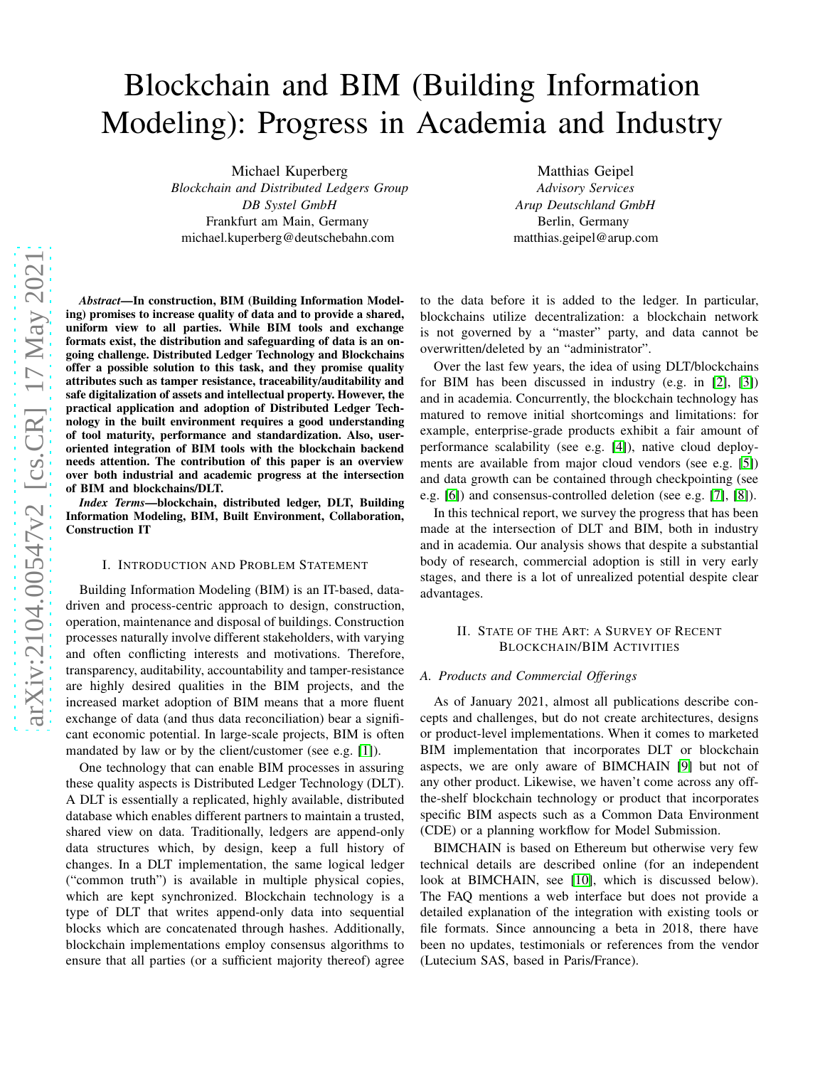# Blockchain and BIM (Building Information Modeling): Progress in Academia and Industry

Michael Kuperberg
*Blockchain and Distributed Ledgers Group*
*DB Systel GmbH*
Frankfurt am Main, Germany
michael.kuperberg@deutschebahn.com

Matthias Geipel
*Advisory Services*
*Arup Deutschland GmbH*
Berlin, Germany
matthias.geipel@arup.com

***Abstract*—In construction, BIM (Building Information Modeling) promises to increase quality of data and to provide a shared, uniform view to all parties. While BIM tools and exchange formats exist, the distribution and safeguarding of data is an ongoing challenge. Distributed Ledger Technology and Blockchains offer a possible solution to this task, and they promise quality attributes such as tamper resistance, traceability/auditability and safe digitalization of assets and intellectual property. However, the practical application and adoption of Distributed Ledger Technology in the built environment requires a good understanding of tool maturity, performance and standardization. Also, user-oriented integration of BIM tools with the blockchain backend needs attention. The contribution of this paper is an overview over both industrial and academic progress at the intersection of BIM and blockchains/DLT.**

***Index Terms*—blockchain, distributed ledger, DLT, Building Information Modeling, BIM, Built Environment, Collaboration, Construction IT**

## I. Introduction and Problem Statement

Building Information Modeling (BIM) is an IT-based, data-driven and process-centric approach to design, construction, operation, maintenance and disposal of buildings. Construction processes naturally involve different stakeholders, with varying and often conflicting interests and motivations. Therefore, transparency, auditability, accountability and tamper-resistance are highly desired qualities in the BIM projects, and the increased market adoption of BIM means that a more fluent exchange of data (and thus data reconciliation) bear a significant economic potential. In large-scale projects, BIM is often mandated by law or by the client/customer (see e.g. [1]).

One technology that can enable BIM processes in assuring these quality aspects is Distributed Ledger Technology (DLT). A DLT is essentially a replicated, highly available, distributed database which enables different partners to maintain a trusted, shared view on data. Traditionally, ledgers are append-only data structures which, by design, keep a full history of changes. In a DLT implementation, the same logical ledger ("common truth") is available in multiple physical copies, which are kept synchronized. Blockchain technology is a type of DLT that writes append-only data into sequential blocks which are concatenated through hashes. Additionally, blockchain implementations employ consensus algorithms to ensure that all parties (or a sufficient majority thereof) agree to the data before it is added to the ledger. In particular, blockchains utilize decentralization: a blockchain network is not governed by a "master" party, and data cannot be overwritten/deleted by an "administrator".

Over the last few years, the idea of using DLT/blockchains for BIM has been discussed in industry (e.g. in [2], [3]) and in academia. Concurrently, the blockchain technology has matured to remove initial shortcomings and limitations: for example, enterprise-grade products exhibit a fair amount of performance scalability (see e.g. [4]), native cloud deployments are available from major cloud vendors (see e.g. [5]) and data growth can be contained through checkpointing (see e.g. [6]) and consensus-controlled deletion (see e.g. [7], [8]).

In this technical report, we survey the progress that has been made at the intersection of DLT and BIM, both in industry and in academia. Our analysis shows that despite a substantial body of research, commercial adoption is still in very early stages, and there is a lot of unrealized potential despite clear advantages.

## II. State of the Art: a Survey of Recent Blockchain/BIM Activities

### A. Products and Commercial Offerings

As of January 2021, almost all publications describe concepts and challenges, but do not create architectures, designs or product-level implementations. When it comes to marketed BIM implementation that incorporates DLT or blockchain aspects, we are only aware of BIMCHAIN [9] but not of any other product. Likewise, we haven't come across any off-the-shelf blockchain technology or product that incorporates specific BIM aspects such as a Common Data Environment (CDE) or a planning workflow for Model Submission.

BIMCHAIN is based on Ethereum but otherwise very few technical details are described online (for an independent look at BIMCHAIN, see [10], which is discussed below). The FAQ mentions a web interface but does not provide a detailed explanation of the integration with existing tools or file formats. Since announcing a beta in 2018, there have been no updates, testimonials or references from the vendor (Lutecium SAS, based in Paris/France).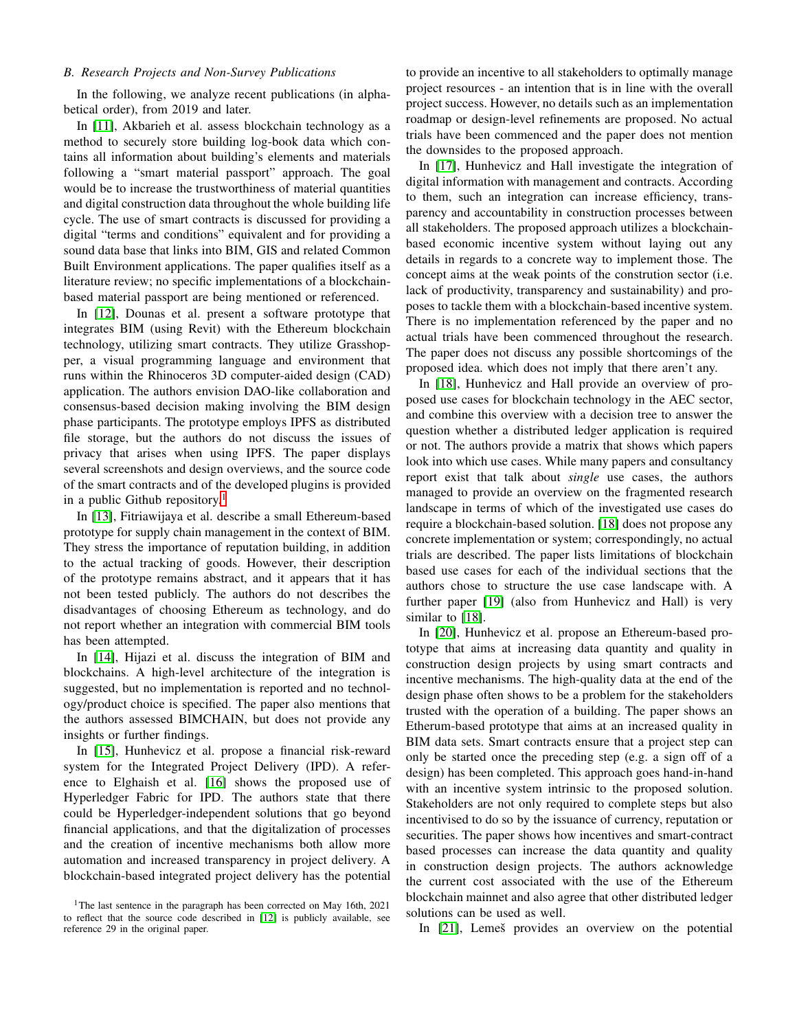### B. Research Projects and Non-Survey Publications

In the following, we analyze recent publications (in alphabetical order), from 2019 and later.

In [11], Akbarieh et al. assess blockchain technology as a method to securely store building log-book data which contains all information about building's elements and materials following a "smart material passport" approach. The goal would be to increase the trustworthiness of material quantities and digital construction data throughout the whole building life cycle. The use of smart contracts is discussed for providing a digital "terms and conditions" equivalent and for providing a sound data base that links into BIM, GIS and related Common Built Environment applications. The paper qualifies itself as a literature review; no specific implementations of a blockchain-based material passport are being mentioned or referenced.

In [12], Dounas et al. present a software prototype that integrates BIM (using Revit) with the Ethereum blockchain technology, utilizing smart contracts. They utilize Grasshopper, a visual programming language and environment that runs within the Rhinoceros 3D computer-aided design (CAD) application. The authors envision DAO-like collaboration and consensus-based decision making involving the BIM design phase participants. The prototype employs IPFS as distributed file storage, but the authors do not discuss the issues of privacy that arises when using IPFS. The paper displays several screenshots and design overviews, and the source code of the smart contracts and of the developed plugins is provided in a public Github repository.[1]

In [13], Fitriawijaya et al. describe a small Ethereum-based prototype for supply chain management in the context of BIM. They stress the importance of reputation building, in addition to the actual tracking of goods. However, their description of the prototype remains abstract, and it appears that it has not been tested publicly. The authors do not describes the disadvantages of choosing Ethereum as technology, and do not report whether an integration with commercial BIM tools has been attempted.

In [14], Hijazi et al. discuss the integration of BIM and blockchains. A high-level architecture of the integration is suggested, but no implementation is reported and no technology/product choice is specified. The paper also mentions that the authors assessed BIMCHAIN, but does not provide any insights or further findings.

In [15], Hunhevicz et al. propose a financial risk-reward system for the Integrated Project Delivery (IPD). A reference to Elghaish et al. [16] shows the proposed use of Hyperledger Fabric for IPD. The authors state that there could be Hyperledger-independent solutions that go beyond financial applications, and that the digitalization of processes and the creation of incentive mechanisms both allow more automation and increased transparency in project delivery. A blockchain-based integrated project delivery has the potential to provide an incentive to all stakeholders to optimally manage project resources - an intention that is in line with the overall project success. However, no details such as an implementation roadmap or design-level refinements are proposed. No actual trials have been commenced and the paper does not mention the downsides to the proposed approach.

In [17], Hunhevicz and Hall investigate the integration of digital information with management and contracts. According to them, such an integration can increase efficiency, transparency and accountability in construction processes between all stakeholders. The proposed approach utilizes a blockchain-based economic incentive system without laying out any details in regards to a concrete way to implement those. The concept aims at the weak points of the constrution sector (i.e. lack of productivity, transparency and sustainability) and proposes to tackle them with a blockchain-based incentive system. There is no implementation referenced by the paper and no actual trials have been commenced throughout the research. The paper does not discuss any possible shortcomings of the proposed idea. which does not imply that there aren't any.

In [18], Hunhevicz and Hall provide an overview of proposed use cases for blockchain technology in the AEC sector, and combine this overview with a decision tree to answer the question whether a distributed ledger application is required or not. The authors provide a matrix that shows which papers look into which use cases. While many papers and consultancy report exist that talk about *single* use cases, the authors managed to provide an overview on the fragmented research landscape in terms of which of the investigated use cases do require a blockchain-based solution. [18] does not propose any concrete implementation or system; correspondingly, no actual trials are described. The paper lists limitations of blockchain based use cases for each of the individual sections that the authors chose to structure the use case landscape with. A further paper [19] (also from Hunhevicz and Hall) is very similar to [18].

In [20], Hunhevicz et al. propose an Ethereum-based prototype that aims at increasing data quantity and quality in construction design projects by using smart contracts and incentive mechanisms. The high-quality data at the end of the design phase often shows to be a problem for the stakeholders trusted with the operation of a building. The paper shows an Etherum-based prototype that aims at an increased quality in BIM data sets. Smart contracts ensure that a project step can only be started once the preceding step (e.g. a sign off of a design) has been completed. This approach goes hand-in-hand with an incentive system intrinsic to the proposed solution. Stakeholders are not only required to complete steps but also incentivised to do so by the issuance of currency, reputation or securities. The paper shows how incentives and smart-contract based processes can increase the data quantity and quality in construction design projects. The authors acknowledge the current cost associated with the use of the Ethereum blockchain mainnet and also agree that other distributed ledger solutions can be used as well.

In [21], Lemeš provides an overview on the potential

[1] The last sentence in the paragraph has been corrected on May 16th, 2021 to reflect that the source code described in [12] is publicly available, see reference 29 in the original paper.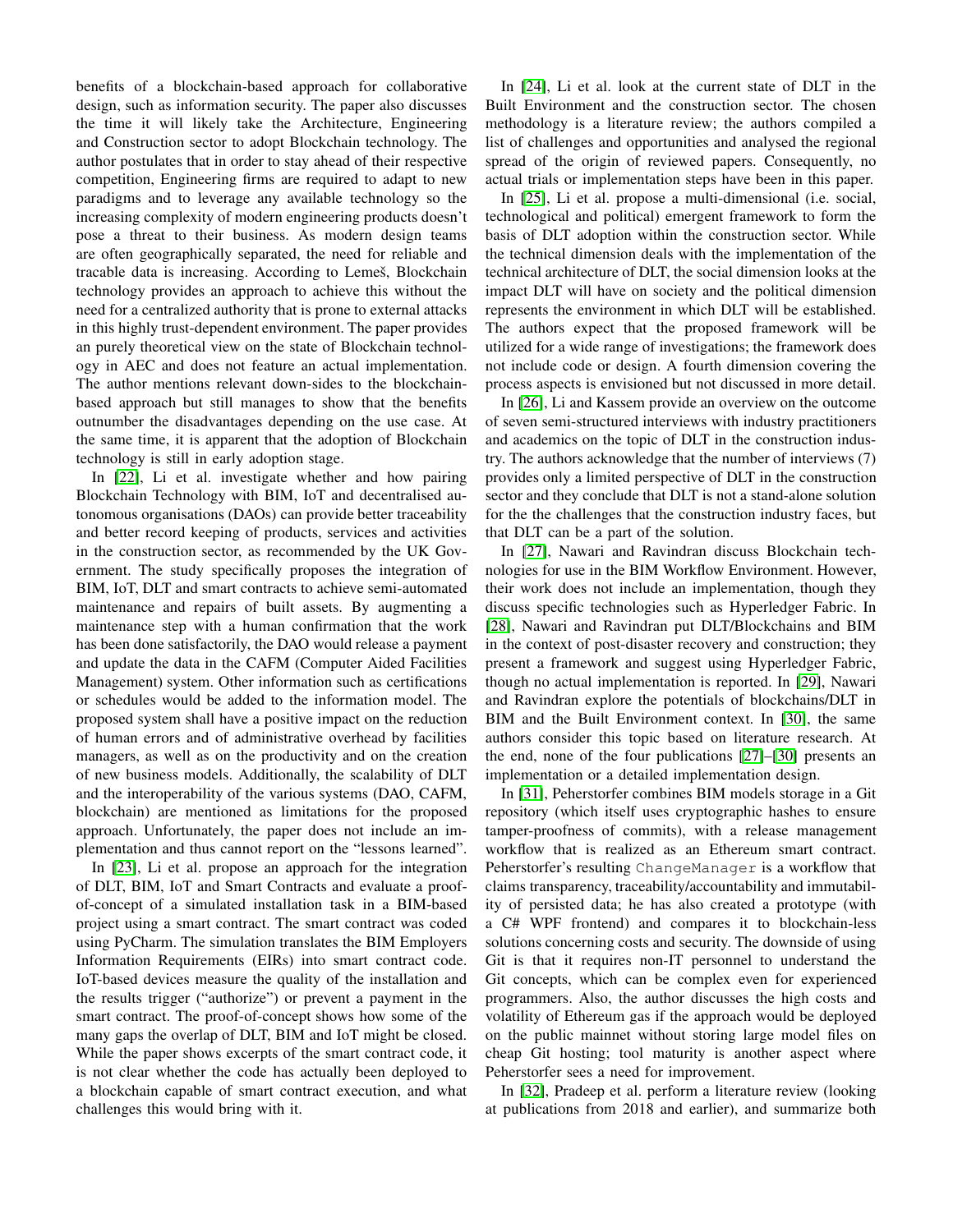benefits of a blockchain-based approach for collaborative design, such as information security. The paper also discusses the time it will likely take the Architecture, Engineering and Construction sector to adopt Blockchain technology. The author postulates that in order to stay ahead of their respective competition, Engineering firms are required to adapt to new paradigms and to leverage any available technology so the increasing complexity of modern engineering products doesn't pose a threat to their business. As modern design teams are often geographically separated, the need for reliable and tracable data is increasing. According to Lemeš, Blockchain technology provides an approach to achieve this without the need for a centralized authority that is prone to external attacks in this highly trust-dependent environment. The paper provides an purely theoretical view on the state of Blockchain technology in AEC and does not feature an actual implementation. The author mentions relevant down-sides to the blockchain-based approach but still manages to show that the benefits outnumber the disadvantages depending on the use case. At the same time, it is apparent that the adoption of Blockchain technology is still in early adoption stage.

In [22], Li et al. investigate whether and how pairing Blockchain Technology with BIM, IoT and decentralised autonomous organisations (DAOs) can provide better traceability and better record keeping of products, services and activities in the construction sector, as recommended by the UK Government. The study specifically proposes the integration of BIM, IoT, DLT and smart contracts to achieve semi-automated maintenance and repairs of built assets. By augmenting a maintenance step with a human confirmation that the work has been done satisfactorily, the DAO would release a payment and update the data in the CAFM (Computer Aided Facilities Management) system. Other information such as certifications or schedules would be added to the information model. The proposed system shall have a positive impact on the reduction of human errors and of administrative overhead by facilities managers, as well as on the productivity and on the creation of new business models. Additionally, the scalability of DLT and the interoperability of the various systems (DAO, CAFM, blockchain) are mentioned as limitations for the proposed approach. Unfortunately, the paper does not include an implementation and thus cannot report on the "lessons learned".

In [23], Li et al. propose an approach for the integration of DLT, BIM, IoT and Smart Contracts and evaluate a proof-of-concept of a simulated installation task in a BIM-based project using a smart contract. The smart contract was coded using PyCharm. The simulation translates the BIM Employers Information Requirements (EIRs) into smart contract code. IoT-based devices measure the quality of the installation and the results trigger ("authorize") or prevent a payment in the smart contract. The proof-of-concept shows how some of the many gaps the overlap of DLT, BIM and IoT might be closed. While the paper shows excerpts of the smart contract code, it is not clear whether the code has actually been deployed to a blockchain capable of smart contract execution, and what challenges this would bring with it.

In [24], Li et al. look at the current state of DLT in the Built Environment and the construction sector. The chosen methodology is a literature review; the authors compiled a list of challenges and opportunities and analysed the regional spread of the origin of reviewed papers. Consequently, no actual trials or implementation steps have been in this paper.

In [25], Li et al. propose a multi-dimensional (i.e. social, technological and political) emergent framework to form the basis of DLT adoption within the construction sector. While the technical dimension deals with the implementation of the technical architecture of DLT, the social dimension looks at the impact DLT will have on society and the political dimension represents the environment in which DLT will be established. The authors expect that the proposed framework will be utilized for a wide range of investigations; the framework does not include code or design. A fourth dimension covering the process aspects is envisioned but not discussed in more detail.

In [26], Li and Kassem provide an overview on the outcome of seven semi-structured interviews with industry practitioners and academics on the topic of DLT in the construction industry. The authors acknowledge that the number of interviews (7) provides only a limited perspective of DLT in the construction sector and they conclude that DLT is not a stand-alone solution for the challenges that the construction industry faces, but that DLT can be a part of the solution.

In [27], Nawari and Ravindran discuss Blockchain technologies for use in the BIM Workflow Environment. However, their work does not include an implementation, though they discuss specific technologies such as Hyperledger Fabric. In [28], Nawari and Ravindran put DLT/Blockchains and BIM in the context of post-disaster recovery and construction; they present a framework and suggest using Hyperledger Fabric, though no actual implementation is reported. In [29], Nawari and Ravindran explore the potentials of blockchains/DLT in BIM and the Built Environment context. In [30], the same authors consider this topic based on literature research. At the end, none of the four publications [27]–[30] presents an implementation or a detailed implementation design.

In [31], Peherstorfer combines BIM models storage in a Git repository (which itself uses cryptographic hashes to ensure tamper-proofness of commits), with a release management workflow that is realized as an Ethereum smart contract. Peherstorfer's resulting `ChangeManager` is a workflow that claims transparency, traceability/accountability and immutability of persisted data; he has also created a prototype (with a C# WPF frontend) and compares it to blockchain-less solutions concerning costs and security. The downside of using Git is that it requires non-IT personnel to understand the Git concepts, which can be complex even for experienced programmers. Also, the author discusses the high costs and volatility of Ethereum gas if the approach would be deployed on the public mainnet without storing large model files on cheap Git hosting; tool maturity is another aspect where Peherstorfer sees a need for improvement.

In [32], Pradeep et al. perform a literature review (looking at publications from 2018 and earlier), and summarize both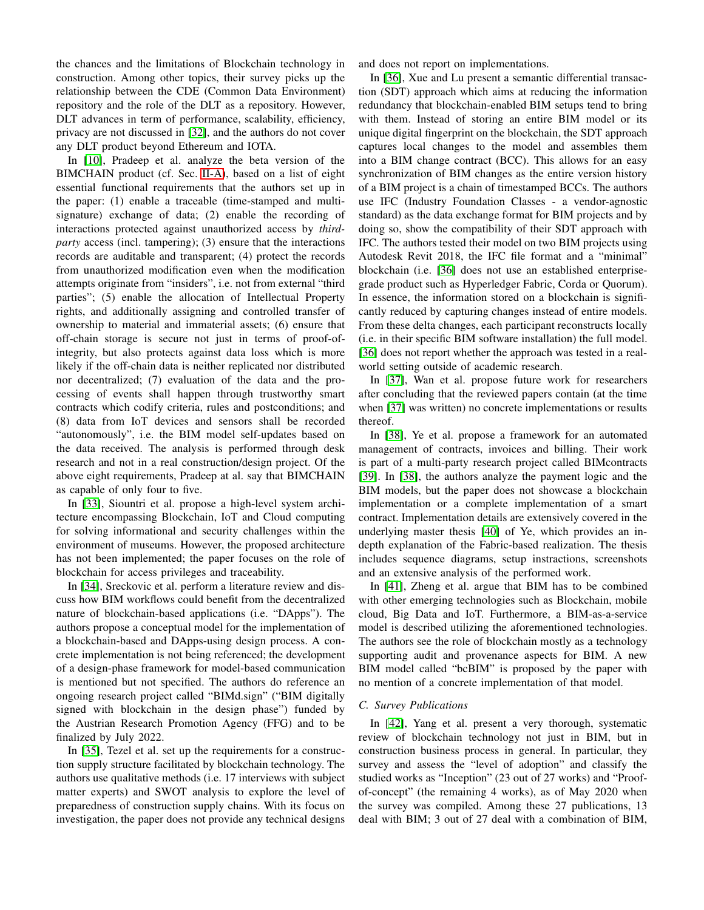the chances and the limitations of Blockchain technology in construction. Among other topics, their survey picks up the relationship between the CDE (Common Data Environment) repository and the role of the DLT as a repository. However, DLT advances in term of performance, scalability, efficiency, privacy are not discussed in [32], and the authors do not cover any DLT product beyond Ethereum and IOTA.

In [10], Pradeep et al. analyze the beta version of the BIMCHAIN product (cf. Sec. II-A), based on a list of eight essential functional requirements that the authors set up in the paper: (1) enable a traceable (time-stamped and multi-signature) exchange of data; (2) enable the recording of interactions protected against unauthorized access by *third-party* access (incl. tampering); (3) ensure that the interactions records are auditable and transparent; (4) protect the records from unauthorized modification even when the modification attempts originate from "insiders", i.e. not from external "third parties"; (5) enable the allocation of Intellectual Property rights, and additionally assigning and controlled transfer of ownership to material and immaterial assets; (6) ensure that off-chain storage is secure not just in terms of proof-of-integrity, but also protects against data loss which is more likely if the off-chain data is neither replicated nor distributed nor decentralized; (7) evaluation of the data and the processing of events shall happen through trustworthy smart contracts which codify criteria, rules and postconditions; and (8) data from IoT devices and sensors shall be recorded "autonomously", i.e. the BIM model self-updates based on the data received. The analysis is performed through desk research and not in a real construction/design project. Of the above eight requirements, Pradeep at al. say that BIMCHAIN as capable of only four to five.

In [33], Siountri et al. propose a high-level system architecture encompassing Blockchain, IoT and Cloud computing for solving informational and security challenges within the environment of museums. However, the proposed architecture has not been implemented; the paper focuses on the role of blockchain for access privileges and traceability.

In [34], Sreckovic et al. perform a literature review and discuss how BIM workflows could benefit from the decentralized nature of blockchain-based applications (i.e. "DApps"). The authors propose a conceptual model for the implementation of a blockchain-based and DApps-using design process. A concrete implementation is not being referenced; the development of a design-phase framework for model-based communication is mentioned but not specified. The authors do reference an ongoing research project called "BIMd.sign" ("BIM digitally signed with blockchain in the design phase") funded by the Austrian Research Promotion Agency (FFG) and to be finalized by July 2022.

In [35], Tezel et al. set up the requirements for a construction supply structure facilitated by blockchain technology. The authors use qualitative methods (i.e. 17 interviews with subject matter experts) and SWOT analysis to explore the level of preparedness of construction supply chains. With its focus on investigation, the paper does not provide any technical designs and does not report on implementations.

In [36], Xue and Lu present a semantic differential transaction (SDT) approach which aims at reducing the information redundancy that blockchain-enabled BIM setups tend to bring with them. Instead of storing an entire BIM model or its unique digital fingerprint on the blockchain, the SDT approach captures local changes to the model and assembles them into a BIM change contract (BCC). This allows for an easy synchronization of BIM changes as the entire version history of a BIM project is a chain of timestamped BCCs. The authors use IFC (Industry Foundation Classes - a vendor-agnostic standard) as the data exchange format for BIM projects and by doing so, show the compatibility of their SDT approach with IFC. The authors tested their model on two BIM projects using Autodesk Revit 2018, the IFC file format and a "minimal" blockchain (i.e. [36] does not use an established enterprise-grade product such as Hyperledger Fabric, Corda or Quorum). In essence, the information stored on a blockchain is significantly reduced by capturing changes instead of entire models. From these delta changes, each participant reconstructs locally (i.e. in their specific BIM software installation) the full model. [36] does not report whether the approach was tested in a real-world setting outside of academic research.

In [37], Wan et al. propose future work for researchers after concluding that the reviewed papers contain (at the time when [37] was written) no concrete implementations or results thereof.

In [38], Ye et al. propose a framework for an automated management of contracts, invoices and billing. Their work is part of a multi-party research project called BIMcontracts [39]. In [38], the authors analyze the payment logic and the BIM models, but the paper does not showcase a blockchain implementation or a complete implementation of a smart contract. Implementation details are extensively covered in the underlying master thesis [40] of Ye, which provides an in-depth explanation of the Fabric-based realization. The thesis includes sequence diagrams, setup instractions, screenshots and an extensive analysis of the performed work.

In [41], Zheng et al. argue that BIM has to be combined with other emerging technologies such as Blockchain, mobile cloud, Big Data and IoT. Furthermore, a BIM-as-a-service model is described utilizing the aforementioned technologies. The authors see the role of blockchain mostly as a technology supporting audit and provenance aspects for BIM. A new BIM model called "bcBIM" is proposed by the paper with no mention of a concrete implementation of that model.

### C. Survey Publications

In [42], Yang et al. present a very thorough, systematic review of blockchain technology not just in BIM, but in construction business process in general. In particular, they survey and assess the "level of adoption" and classify the studied works as "Inception" (23 out of 27 works) and "Proof-of-concept" (the remaining 4 works), as of May 2020 when the survey was compiled. Among these 27 publications, 13 deal with BIM; 3 out of 27 deal with a combination of BIM,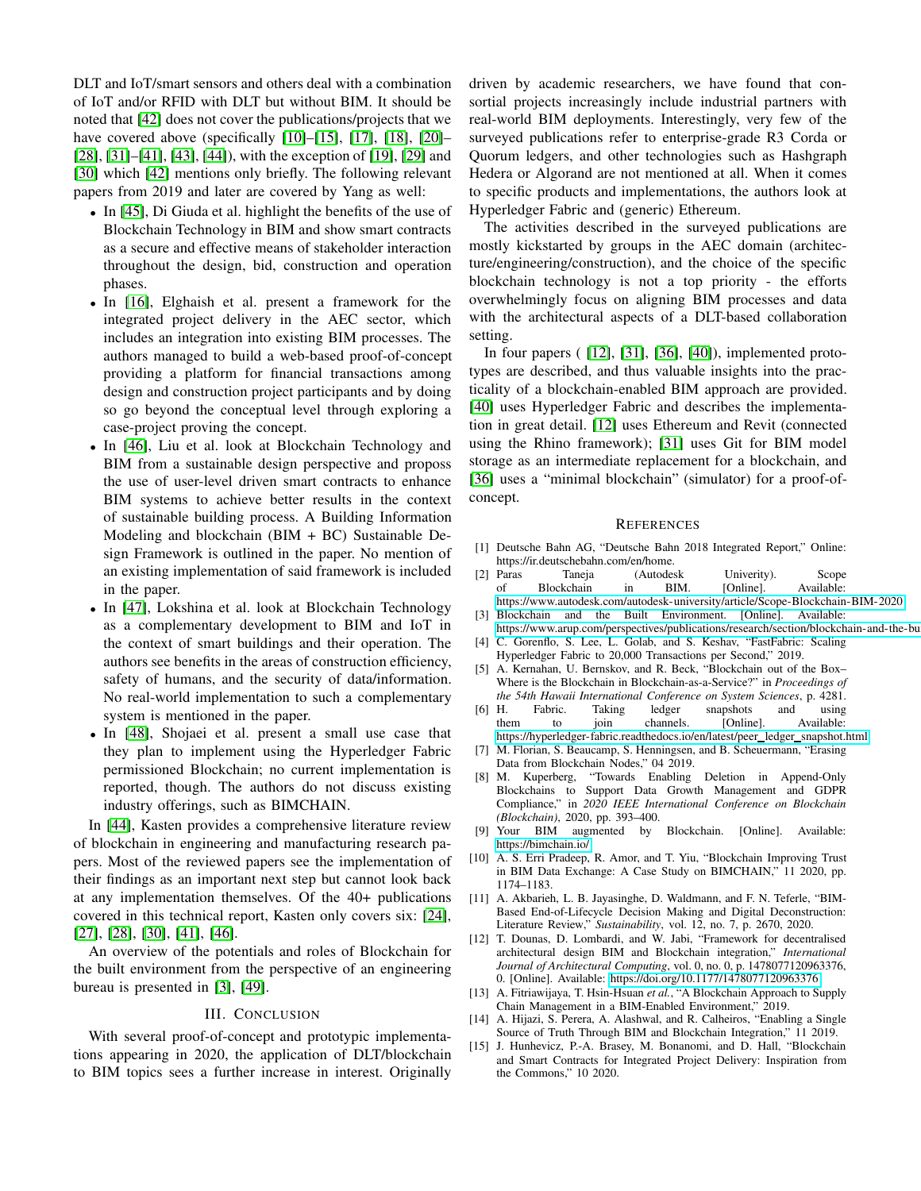DLT and IoT/smart sensors and others deal with a combination of IoT and/or RFID with DLT but without BIM. It should be noted that [42] does not cover the publications/projects that we have covered above (specifically [10]–[15], [17], [18], [20]–[28], [31]–[41], [43], [44]), with the exception of [19], [29] and [30] which [42] mentions only briefly. The following relevant papers from 2019 and later are covered by Yang as well:

- In [45], Di Giuda et al. highlight the benefits of the use of Blockchain Technology in BIM and show smart contracts as a secure and effective means of stakeholder interaction throughout the design, bid, construction and operation phases.
- In [16], Elghaish et al. present a framework for the integrated project delivery in the AEC sector, which includes an integration into existing BIM processes. The authors managed to build a web-based proof-of-concept providing a platform for financial transactions among design and construction project participants and by doing so go beyond the conceptual level through exploring a case-project proving the concept.
- In [46], Liu et al. look at Blockchain Technology and BIM from a sustainable design perspective and propose the use of user-level driven smart contracts to enhance BIM systems to achieve better results in the context of sustainable building process. A Building Information Modeling and blockchain (BIM + BC) Sustainable Design Framework is outlined in the paper. No mention of an existing implementation of said framework is included in the paper.
- In [47], Lokshina et al. look at Blockchain Technology as a complementary development to BIM and IoT in the context of smart buildings and their operation. The authors see benefits in the areas of construction efficiency, safety of humans, and the security of data/information. No real-world implementation to such a complementary system is mentioned in the paper.
- In [48], Shojaei et al. present a small use case that they plan to implement using the Hyperledger Fabric permissioned Blockchain; no current implementation is reported, though. The authors do not discuss existing industry offerings, such as BIMCHAIN.

In [44], Kasten provides a comprehensive literature review of blockchain in engineering and manufacturing research papers. Most of the reviewed papers see the implementation of their findings as an important next step but cannot look back at any implementation themselves. Of the 40+ publications covered in this technical report, Kasten only covers six: [24], [27], [28], [30], [41], [46].

An overview of the potentials and roles of Blockchain for the built environment from the perspective of an engineering bureau is presented in [3], [49].

## III. Conclusion

With several proof-of-concept and prototypic implementations appearing in 2020, the application of DLT/blockchain to BIM topics sees a further increase in interest. Originally driven by academic researchers, we have found that consortial projects increasingly include industrial partners with real-world BIM deployments. Interestingly, very few of the surveyed publications refer to enterprise-grade R3 Corda or Quorum ledgers, and other technologies such as Hashgraph Hedera or Algorand are not mentioned at all. When it comes to specific products and implementations, the authors look at Hyperledger Fabric and (generic) Ethereum.

The activities described in the surveyed publications are mostly kickstarted by groups in the AEC domain (architecture/engineering/construction), and the choice of the specific blockchain technology is not a top priority - the efforts overwhelmingly focus on aligning BIM processes and data with the architectural aspects of a DLT-based collaboration setting.

In four papers ( [12], [31], [36], [40]), implemented prototypes are described, and thus valuable insights into the practicality of a blockchain-enabled BIM approach are provided. [40] uses Hyperledger Fabric and describes the implementation in great detail. [12] uses Ethereum and Revit (connected using the Rhino framework); [31] uses Git for BIM model storage as an intermediate replacement for a blockchain, and [36] uses a "minimal blockchain" (simulator) for a proof-of-concept.

## References

[1] Deutsche Bahn AG, "Deutsche Bahn 2018 Integrated Report," Online: https://ir.deutschebahn.com/en/home.

[2] Paras Taneja (Autodesk Univerity). Scope of Blockchain in BIM. [Online]. Available: https://www.autodesk.com/autodesk-university/article/Scope-Blockchain-BIM-2020

[3] Blockchain and the Built Environment. [Online]. Available: https://www.arup.com/perspectives/publications/research/section/blockchain-and-the-bu

[4] C. Gorenflo, S. Lee, L. Golab, and S. Keshav, "FastFabric: Scaling Hyperledger Fabric to 20,000 Transactions per Second," 2019.

[5] A. Kernahan, U. Bernskov, and R. Beck, "Blockchain out of the Box– Where is the Blockchain in Blockchain-as-a-Service?" in *Proceedings of the 54th Hawaii International Conference on System Sciences*, p. 4281.

[6] H. Fabric. Taking ledger snapshots and using them to join channels. [Online]. Available: https://hyperledger-fabric.readthedocs.io/en/latest/peer_ledger_snapshot.html

[7] M. Florian, S. Beaucamp, S. Henningsen, and B. Scheuermann, "Erasing Data from Blockchain Nodes," 04 2019.

[8] M. Kuperberg, "Towards Enabling Deletion in Append-Only Blockchains to Support Data Growth Management and GDPR Compliance," in *2020 IEEE International Conference on Blockchain (Blockchain)*, 2020, pp. 393–400.

[9] Your BIM augmented by Blockchain. [Online]. Available: https://bimchain.io/

[10] A. S. Erri Pradeep, R. Amor, and T. Yiu, "Blockchain Improving Trust in BIM Data Exchange: A Case Study on BIMCHAIN," 11 2020, pp. 1174–1183.

[11] A. Akbarieh, L. B. Jayasinghe, D. Waldmann, and F. N. Teferle, "BIM-Based End-of-Lifecycle Decision Making and Digital Deconstruction: Literature Review," *Sustainability*, vol. 12, no. 7, p. 2670, 2020.

[12] T. Dounas, D. Lombardi, and W. Jabi, "Framework for decentralised architectural design BIM and Blockchain integration," *International Journal of Architectural Computing*, vol. 0, no. 0, p. 1478077120963376, 0. [Online]. Available: https://doi.org/10.1177/1478077120963376

[13] A. Fitriawijaya, T. Hsin-Hsuan *et al.*, "A Blockchain Approach to Supply Chain Management in a BIM-Enabled Environment," 2019.

[14] A. Hijazi, S. Perera, A. Alashwal, and R. Calheiros, "Enabling a Single Source of Truth Through BIM and Blockchain Integration," 11 2019.

[15] J. Hunhevicz, P.-A. Brasey, M. Bonanomi, and D. Hall, "Blockchain and Smart Contracts for Integrated Project Delivery: Inspiration from the Commons," 10 2020.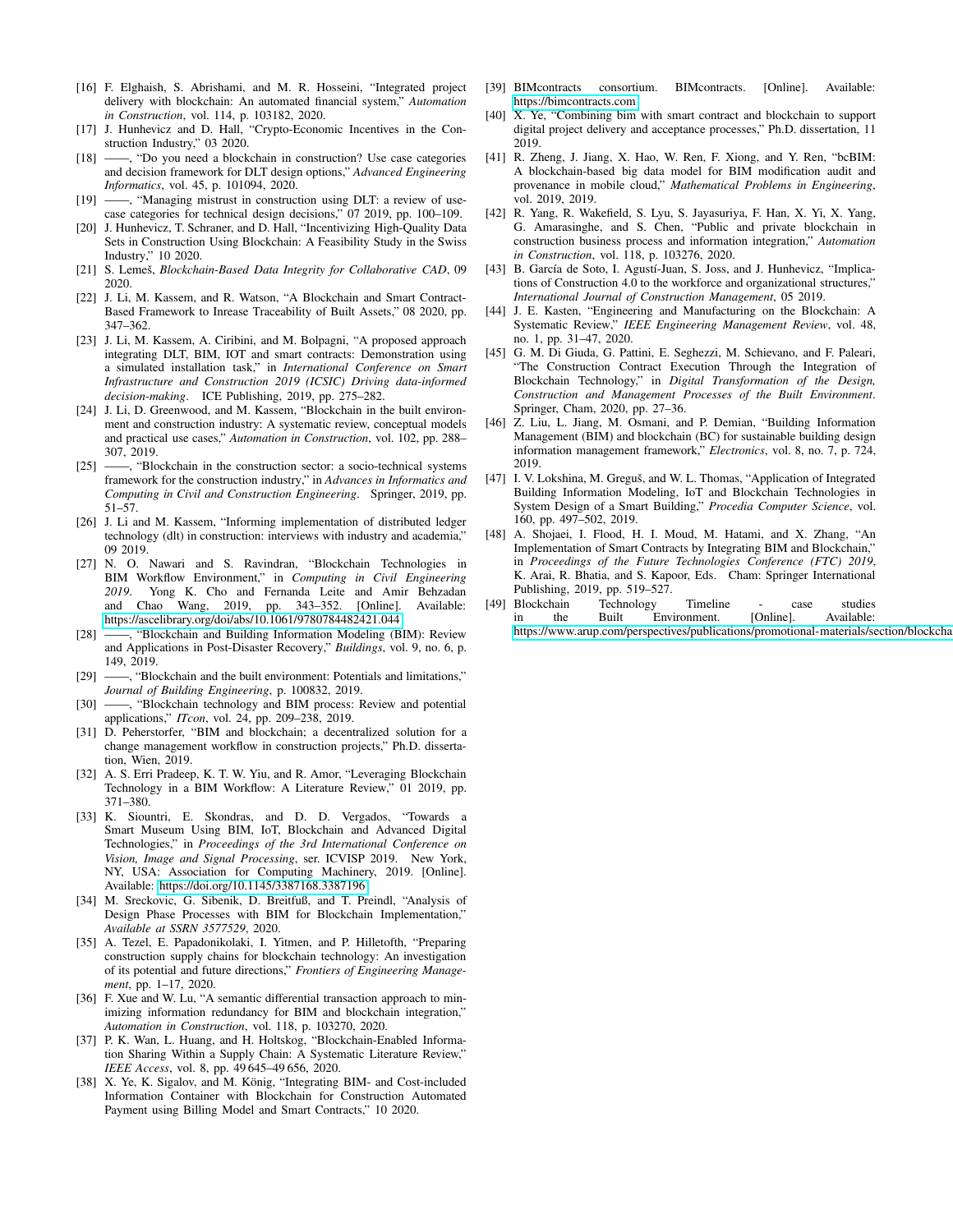[16] F. Elghaish, S. Abrishami, and M. R. Hosseini, "Integrated project delivery with blockchain: An automated financial system," *Automation in Construction*, vol. 114, p. 103182, 2020.

[17] J. Hunhevicz and D. Hall, "Crypto-Economic Incentives in the Construction Industry," 03 2020.

[18] ——, "Do you need a blockchain in construction? Use case categories and decision framework for DLT design options," *Advanced Engineering Informatics*, vol. 45, p. 101094, 2020.

[19] ——, "Managing mistrust in construction using DLT: a review of use-case categories for technical design decisions," 07 2019, pp. 100–109.

[20] J. Hunhevicz, T. Schraner, and D. Hall, "Incentivizing High-Quality Data Sets in Construction Using Blockchain: A Feasibility Study in the Swiss Industry," 10 2020.

[21] S. Lemeš, *Blockchain-Based Data Integrity for Collaborative CAD*, 09 2020.

[22] J. Li, M. Kassem, and R. Watson, "A Blockchain and Smart Contract-Based Framework to Inrease Traceability of Built Assets," 08 2020, pp. 347–362.

[23] J. Li, M. Kassem, A. Ciribini, and M. Bolpagni, "A proposed approach integrating DLT, BIM, IOT and smart contracts: Demonstration using a simulated installation task," in *International Conference on Smart Infrastructure and Construction 2019 (ICSIC) Driving data-informed decision-making*. ICE Publishing, 2019, pp. 275–282.

[24] J. Li, D. Greenwood, and M. Kassem, "Blockchain in the built environment and construction industry: A systematic review, conceptual models and practical use cases," *Automation in Construction*, vol. 102, pp. 288–307, 2019.

[25] ——, "Blockchain in the construction sector: a socio-technical systems framework for the construction industry," in *Advances in Informatics and Computing in Civil and Construction Engineering*. Springer, 2019, pp. 51–57.

[26] J. Li and M. Kassem, "Informing implementation of distributed ledger technology (dlt) in construction: interviews with industry and academia," 09 2019.

[27] N. O. Nawari and S. Ravindran, "Blockchain Technologies in BIM Workflow Environment," in *Computing in Civil Engineering 2019*. Yong K. Cho and Fernanda Leite and Amir Behzadan and Chao Wang, 2019, pp. 343–352. [Online]. Available: https://ascelibrary.org/doi/abs/10.1061/9780784482421.044

[28] ——, "Blockchain and Building Information Modeling (BIM): Review and Applications in Post-Disaster Recovery," *Buildings*, vol. 9, no. 6, p. 149, 2019.

[29] ——, "Blockchain and the built environment: Potentials and limitations," *Journal of Building Engineering*, p. 100832, 2019.

[30] ——, "Blockchain technology and BIM process: Review and potential applications," *ITcon*, vol. 24, pp. 209–238, 2019.

[31] D. Peherstorfer, "BIM and blockchain; a decentralized solution for a change management workflow in construction projects," Ph.D. dissertation, Wien, 2019.

[32] A. S. Erri Pradeep, K. T. W. Yiu, and R. Amor, "Leveraging Blockchain Technology in a BIM Workflow: A Literature Review," 01 2019, pp. 371–380.

[33] K. Siountri, E. Skondras, and D. D. Vergados, "Towards a Smart Museum Using BIM, IoT, Blockchain and Advanced Digital Technologies," in *Proceedings of the 3rd International Conference on Vision, Image and Signal Processing*, ser. ICVISP 2019. New York, NY, USA: Association for Computing Machinery, 2019. [Online]. Available: https://doi.org/10.1145/3387168.3387196

[34] M. Sreckovic, G. Sibenik, D. Breitfuß, and T. Preindl, "Analysis of Design Phase Processes with BIM for Blockchain Implementation," *Available at SSRN 3577529*, 2020.

[35] A. Tezel, E. Papadonikolaki, I. Yitmen, and P. Hilletofth, "Preparing construction supply chains for blockchain technology: An investigation of its potential and future directions," *Frontiers of Engineering Management*, pp. 1–17, 2020.

[36] F. Xue and W. Lu, "A semantic differential transaction approach to minimizing information redundancy for BIM and blockchain integration," *Automation in Construction*, vol. 118, p. 103270, 2020.

[37] P. K. Wan, L. Huang, and H. Holtskog, "Blockchain-Enabled Information Sharing Within a Supply Chain: A Systematic Literature Review," *IEEE Access*, vol. 8, pp. 49 645–49 656, 2020.

[38] X. Ye, K. Sigalov, and M. König, "Integrating BIM- and Cost-included Information Container with Blockchain for Construction Automated Payment using Billing Model and Smart Contracts," 10 2020.

[39] BIMcontracts consortium. BIMcontracts. [Online]. Available: https://bimcontracts.com

[40] X. Ye, "Combining bim with smart contract and blockchain to support digital project delivery and acceptance processes," Ph.D. dissertation, 11 2019.

[41] R. Zheng, J. Jiang, X. Hao, W. Ren, F. Xiong, and Y. Ren, "bcBIM: A blockchain-based big data model for BIM modification audit and provenance in mobile cloud," *Mathematical Problems in Engineering*, vol. 2019, 2019.

[42] R. Yang, R. Wakefield, S. Lyu, S. Jayasuriya, F. Han, X. Yi, X. Yang, G. Amarasinghe, and S. Chen, "Public and private blockchain in construction business process and information integration," *Automation in Construction*, vol. 118, p. 103276, 2020.

[43] B. García de Soto, I. Agustí-Juan, S. Joss, and J. Hunhevicz, "Implications of Construction 4.0 to the workforce and organizational structures," *International Journal of Construction Management*, 05 2019.

[44] J. E. Kasten, "Engineering and Manufacturing on the Blockchain: A Systematic Review," *IEEE Engineering Management Review*, vol. 48, no. 1, pp. 31–47, 2020.

[45] G. M. Di Giuda, G. Pattini, E. Seghezzi, M. Schievano, and F. Paleari, "The Construction Contract Execution Through the Integration of Blockchain Technology," in *Digital Transformation of the Design, Construction and Management Processes of the Built Environment*. Springer, Cham, 2020, pp. 27–36.

[46] Z. Liu, L. Jiang, M. Osmani, and P. Demian, "Building Information Management (BIM) and blockchain (BC) for sustainable building design information management framework," *Electronics*, vol. 8, no. 7, p. 724, 2019.

[47] I. V. Lokshina, M. Greguš, and W. L. Thomas, "Application of Integrated Building Information Modeling, IoT and Blockchain Technologies in System Design of a Smart Building," *Procedia Computer Science*, vol. 160, pp. 497–502, 2019.

[48] A. Shojaei, I. Flood, H. I. Moud, M. Hatami, and X. Zhang, "An Implementation of Smart Contracts by Integrating BIM and Blockchain," in *Proceedings of the Future Technologies Conference (FTC) 2019*, K. Arai, R. Bhatia, and S. Kapoor, Eds. Cham: Springer International Publishing, 2019, pp. 519–527.

[49] Blockchain Technology Timeline - case studies in the Built Environment. [Online]. Available: https://www.arup.com/perspectives/publications/promotional-materials/section/blockcha